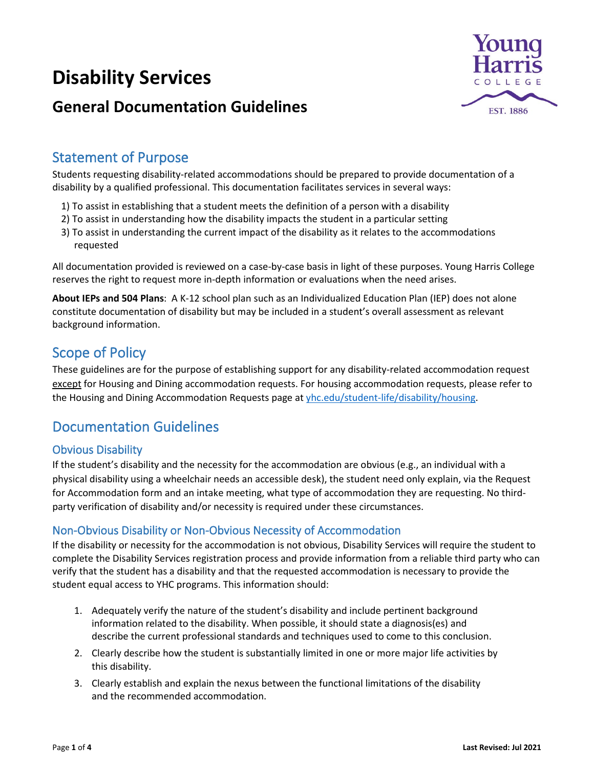# Disability Services

## General Documentation Guidelines

## Statement of Purpose

Students requesting disability-related accommodations should be prepared to provide documentation of a disability by a qualified professional. This documentation facilitates services in several ways:

1) To assist in establishing that a student meets the definition of a person with a disability
2) To assist in understanding how the disability impacts the student in a particular setting
3) To assist in understanding the current impact of the disability as it relates to the accommodations requested

All documentation provided is reviewed on a case-by-case basis in light of these purposes. Young Harris College reserves the right to request more in-depth information or evaluations when the need arises.

**About IEPs and 504 Plans**: A K-12 school plan such as an Individualized Education Plan (IEP) does not alone constitute documentation of disability but may be included in a student's overall assessment as relevant background information.

## Scope of Policy

These guidelines are for the purpose of establishing support for any disability-related accommodation request except for Housing and Dining accommodation requests. For housing accommodation requests, please refer to the Housing and Dining Accommodation Requests page at yhc.edu/student-life/disability/housing.

## Documentation Guidelines

### Obvious Disability

If the student's disability and the necessity for the accommodation are obvious (e.g., an individual with a physical disability using a wheelchair needs an accessible desk), the student need only explain, via the Request for Accommodation form and an intake meeting, what type of accommodation they are requesting. No third-party verification of disability and/or necessity is required under these circumstances.

### Non-Obvious Disability or Non-Obvious Necessity of Accommodation

If the disability or necessity for the accommodation is not obvious, Disability Services will require the student to complete the Disability Services registration process and provide information from a reliable third party who can verify that the student has a disability and that the requested accommodation is necessary to provide the student equal access to YHC programs. This information should:

1. Adequately verify the nature of the student's disability and include pertinent background information related to the disability. When possible, it should state a diagnosis(es) and describe the current professional standards and techniques used to come to this conclusion.
2. Clearly describe how the student is substantially limited in one or more major life activities by this disability.
3. Clearly establish and explain the nexus between the functional limitations of the disability and the recommended accommodation.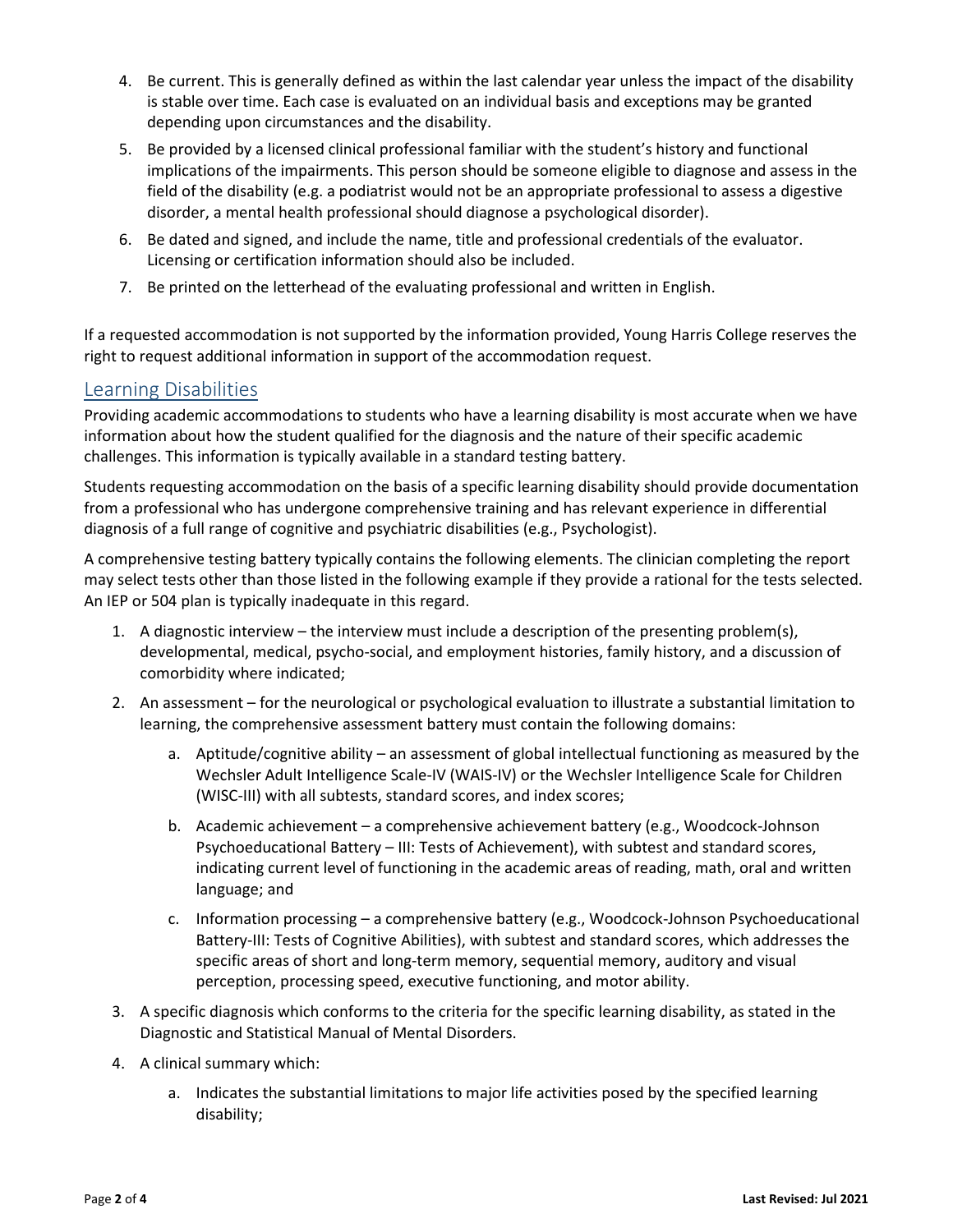4. Be current. This is generally defined as within the last calendar year unless the impact of the disability is stable over time. Each case is evaluated on an individual basis and exceptions may be granted depending upon circumstances and the disability.
5. Be provided by a licensed clinical professional familiar with the student's history and functional implications of the impairments. This person should be someone eligible to diagnose and assess in the field of the disability (e.g. a podiatrist would not be an appropriate professional to assess a digestive disorder, a mental health professional should diagnose a psychological disorder).
6. Be dated and signed, and include the name, title and professional credentials of the evaluator. Licensing or certification information should also be included.
7. Be printed on the letterhead of the evaluating professional and written in English.

If a requested accommodation is not supported by the information provided, Young Harris College reserves the right to request additional information in support of the accommodation request.

## Learning Disabilities

Providing academic accommodations to students who have a learning disability is most accurate when we have information about how the student qualified for the diagnosis and the nature of their specific academic challenges. This information is typically available in a standard testing battery.

Students requesting accommodation on the basis of a specific learning disability should provide documentation from a professional who has undergone comprehensive training and has relevant experience in differential diagnosis of a full range of cognitive and psychiatric disabilities (e.g., Psychologist).

A comprehensive testing battery typically contains the following elements. The clinician completing the report may select tests other than those listed in the following example if they provide a rational for the tests selected. An IEP or 504 plan is typically inadequate in this regard.

1. A diagnostic interview – the interview must include a description of the presenting problem(s), developmental, medical, psycho-social, and employment histories, family history, and a discussion of comorbidity where indicated;
2. An assessment – for the neurological or psychological evaluation to illustrate a substantial limitation to learning, the comprehensive assessment battery must contain the following domains:
    a. Aptitude/cognitive ability – an assessment of global intellectual functioning as measured by the Wechsler Adult Intelligence Scale-IV (WAIS-IV) or the Wechsler Intelligence Scale for Children (WISC-III) with all subtests, standard scores, and index scores;
    b. Academic achievement – a comprehensive achievement battery (e.g., Woodcock-Johnson Psychoeducational Battery – III: Tests of Achievement), with subtest and standard scores, indicating current level of functioning in the academic areas of reading, math, oral and written language; and
    c. Information processing – a comprehensive battery (e.g., Woodcock-Johnson Psychoeducational Battery-III: Tests of Cognitive Abilities), with subtest and standard scores, which addresses the specific areas of short and long-term memory, sequential memory, auditory and visual perception, processing speed, executive functioning, and motor ability.
3. A specific diagnosis which conforms to the criteria for the specific learning disability, as stated in the Diagnostic and Statistical Manual of Mental Disorders.
4. A clinical summary which:
    a. Indicates the substantial limitations to major life activities posed by the specified learning disability;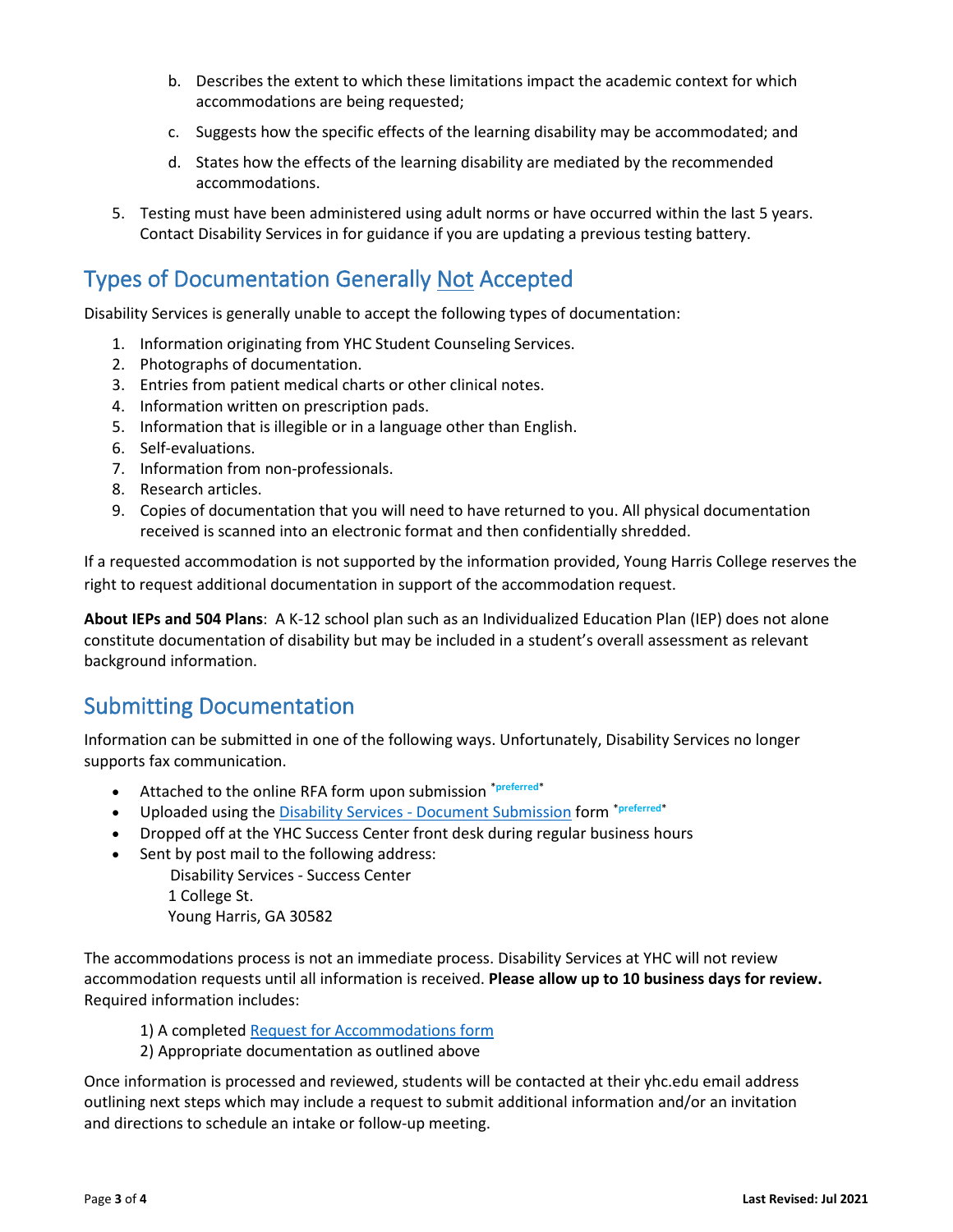b. Describes the extent to which these limitations impact the academic context for which accommodations are being requested;

   c. Suggests how the specific effects of the learning disability may be accommodated; and

   d. States how the effects of the learning disability are mediated by the recommended accommodations.

5. Testing must have been administered using adult norms or have occurred within the last 5 years. Contact Disability Services in for guidance if you are updating a previous testing battery.

## Types of Documentation Generally Not Accepted

Disability Services is generally unable to accept the following types of documentation:

1. Information originating from YHC Student Counseling Services.
2. Photographs of documentation.
3. Entries from patient medical charts or other clinical notes.
4. Information written on prescription pads.
5. Information that is illegible or in a language other than English.
6. Self-evaluations.
7. Information from non-professionals.
8. Research articles.
9. Copies of documentation that you will need to have returned to you. All physical documentation received is scanned into an electronic format and then confidentially shredded.

If a requested accommodation is not supported by the information provided, Young Harris College reserves the right to request additional documentation in support of the accommodation request.

**About IEPs and 504 Plans**: A K-12 school plan such as an Individualized Education Plan (IEP) does not alone constitute documentation of disability but may be included in a student's overall assessment as relevant background information.

## Submitting Documentation

Information can be submitted in one of the following ways. Unfortunately, Disability Services no longer supports fax communication.

- Attached to the online RFA form upon submission *preferred*
- Uploaded using the Disability Services - Document Submission form *preferred*
- Dropped off at the YHC Success Center front desk during regular business hours
- Sent by post mail to the following address:
  Disability Services - Success Center
  1 College St.
  Young Harris, GA 30582

The accommodations process is not an immediate process. Disability Services at YHC will not review accommodation requests until all information is received. **Please allow up to 10 business days for review.** Required information includes:

1) A completed Request for Accommodations form
2) Appropriate documentation as outlined above

Once information is processed and reviewed, students will be contacted at their yhc.edu email address outlining next steps which may include a request to submit additional information and/or an invitation and directions to schedule an intake or follow-up meeting.

**Last Revised: Jul 2021**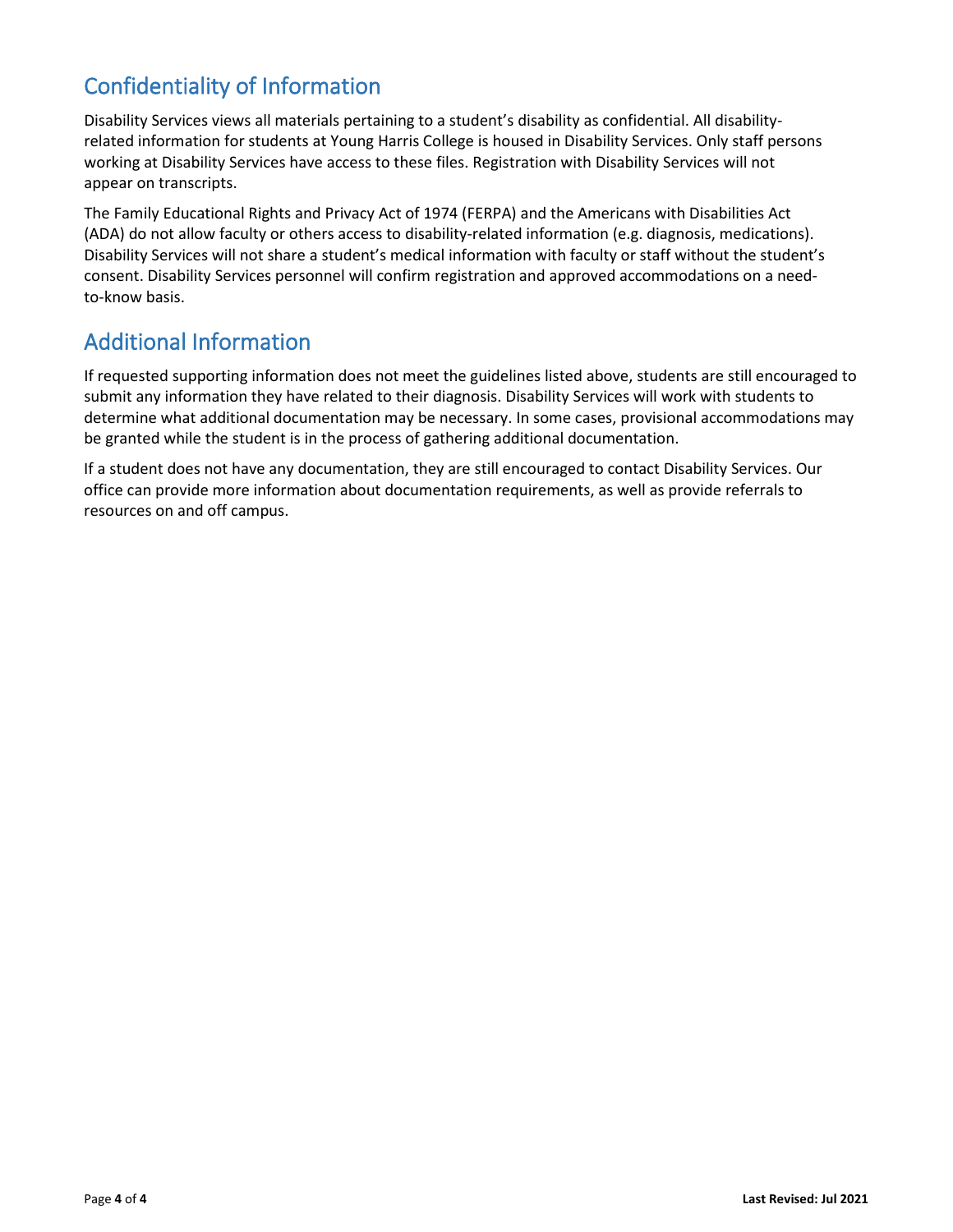## Confidentiality of Information

Disability Services views all materials pertaining to a student's disability as confidential. All disability-related information for students at Young Harris College is housed in Disability Services. Only staff persons working at Disability Services have access to these files. Registration with Disability Services will not appear on transcripts.

The Family Educational Rights and Privacy Act of 1974 (FERPA) and the Americans with Disabilities Act (ADA) do not allow faculty or others access to disability-related information (e.g. diagnosis, medications). Disability Services will not share a student's medical information with faculty or staff without the student's consent. Disability Services personnel will confirm registration and approved accommodations on a need-to-know basis.

## Additional Information

If requested supporting information does not meet the guidelines listed above, students are still encouraged to submit any information they have related to their diagnosis. Disability Services will work with students to determine what additional documentation may be necessary. In some cases, provisional accommodations may be granted while the student is in the process of gathering additional documentation.

If a student does not have any documentation, they are still encouraged to contact Disability Services. Our office can provide more information about documentation requirements, as well as provide referrals to resources on and off campus.